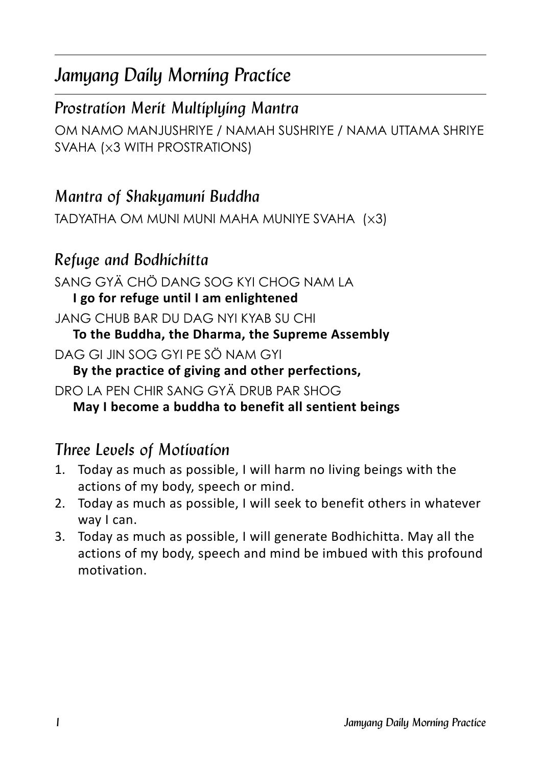# Jamyang Daily Morning Practice

## Prostration Merit Multiplying Mantra

OM NAMO MANJUSHRIYE / NAMAH SUSHRIYE / NAMA UTTAMA SHRIYE SVAHA (x3 WITH PROSTRATIONS)

## Mantra of Shakyamuni Buddha

TADYATHA OM MUNI MUNI MAHA MUNIYE SVAHA (x3)

## Refuge and Bodhichitta

SANG GYÄ CHÖ DANG SOG KYI CHOG NAM LA
**I go for refuge until I am enlightened**

JANG CHUB BAR DU DAG NYI KYAB SU CHI
**To the Buddha, the Dharma, the Supreme Assembly**

DAG GI JIN SOG GYI PE SÖ NAM GYI
**By the practice of giving and other perfections,**

DRO LA PEN CHIR SANG GYÄ DRUB PAR SHOG
**May I become a buddha to benefit all sentient beings**

## Three Levels of Motivation

1. Today as much as possible, I will harm no living beings with the actions of my body, speech or mind.
2. Today as much as possible, I will seek to benefit others in whatever way I can.
3. Today as much as possible, I will generate Bodhichitta. May all the actions of my body, speech and mind be imbued with this profound motivation.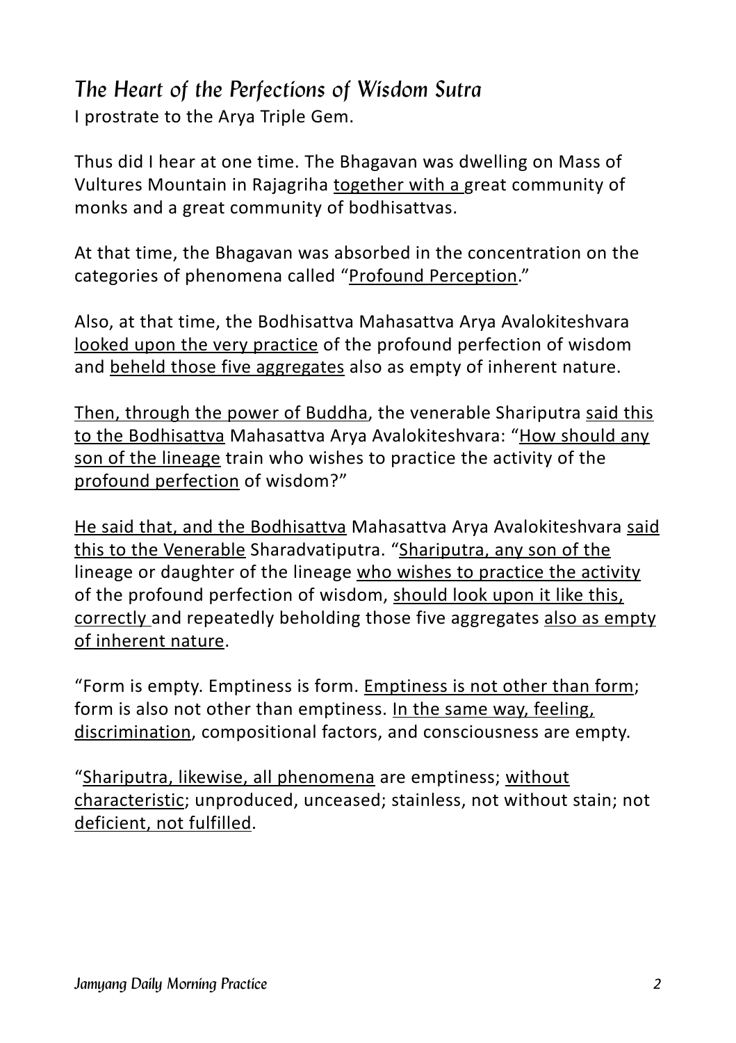## *The Heart of the Perfections of Wisdom Sutra*

I prostrate to the Arya Triple Gem.

Thus did I hear at one time. The Bhagavan was dwelling on Mass of Vultures Mountain in Rajagriha together with a great community of monks and a great community of bodhisattvas.

At that time, the Bhagavan was absorbed in the concentration on the categories of phenomena called "Profound Perception."

Also, at that time, the Bodhisattva Mahasattva Arya Avalokiteshvara looked upon the very practice of the profound perfection of wisdom and beheld those five aggregates also as empty of inherent nature.

Then, through the power of Buddha, the venerable Shariputra said this to the Bodhisattva Mahasattva Arya Avalokiteshvara: "How should any son of the lineage train who wishes to practice the activity of the profound perfection of wisdom?"

He said that, and the Bodhisattva Mahasattva Arya Avalokiteshvara said this to the Venerable Sharadvatiputra. "Shariputra, any son of the lineage or daughter of the lineage who wishes to practice the activity of the profound perfection of wisdom, should look upon it like this, correctly and repeatedly beholding those five aggregates also as empty of inherent nature.

"Form is empty. Emptiness is form. Emptiness is not other than form; form is also not other than emptiness. In the same way, feeling, discrimination, compositional factors, and consciousness are empty.

"Shariputra, likewise, all phenomena are emptiness; without characteristic; unproduced, unceased; stainless, not without stain; not deficient, not fulfilled.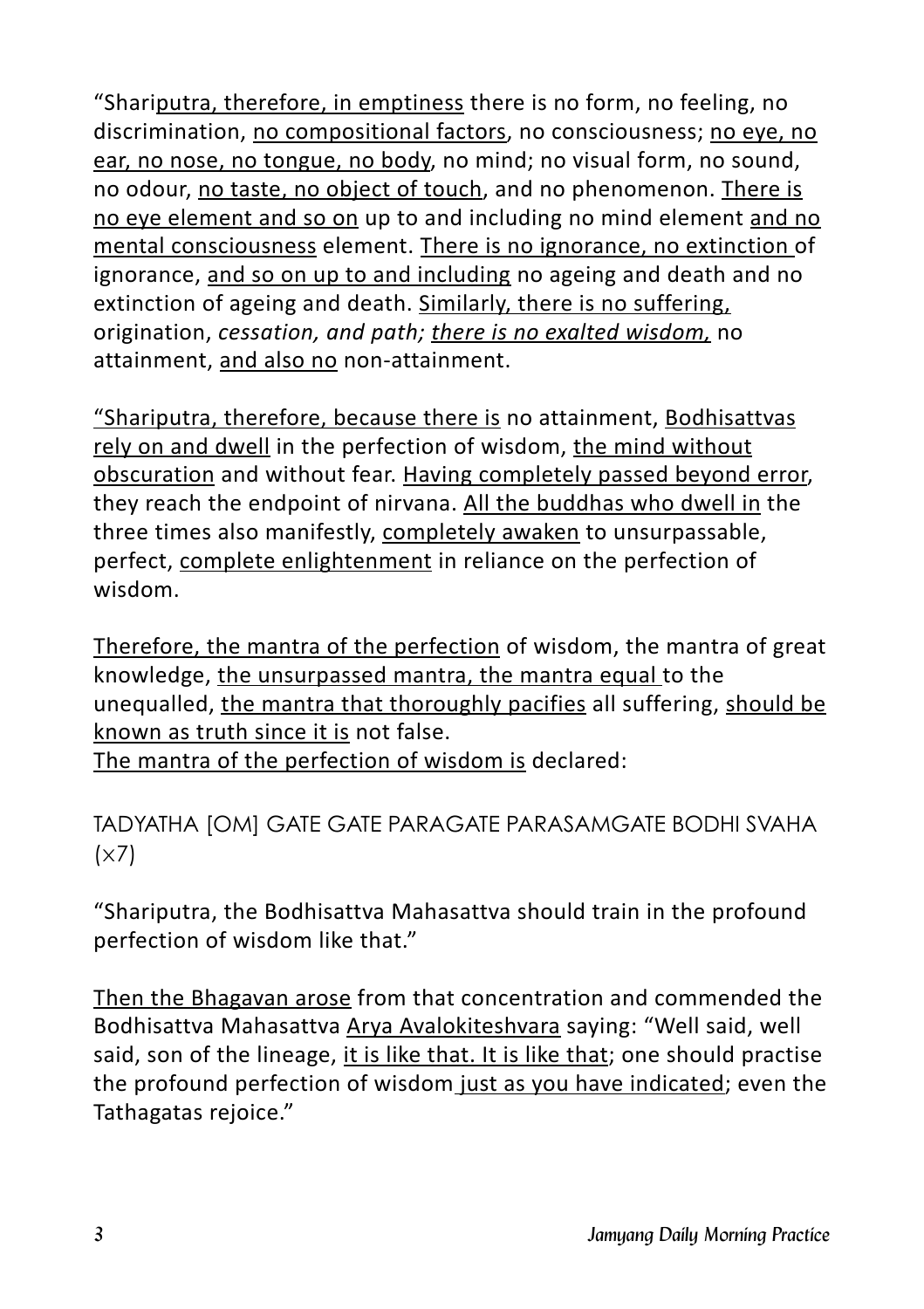"Shariputra, therefore, in emptiness there is no form, no feeling, no discrimination, no compositional factors, no consciousness; no eye, no ear, no nose, no tongue, no body, no mind; no visual form, no sound, no odour, no taste, no object of touch, and no phenomenon. There is no eye element and so on up to and including no mind element and no mental consciousness element. There is no ignorance, no extinction of ignorance, and so on up to and including no ageing and death and no extinction of ageing and death. Similarly, there is no suffering, origination, *cessation, and path; there is no exalted wisdom,* no attainment, and also no non-attainment.

"Shariputra, therefore, because there is no attainment, Bodhisattvas rely on and dwell in the perfection of wisdom, the mind without obscuration and without fear. Having completely passed beyond error, they reach the endpoint of nirvana. All the buddhas who dwell in the three times also manifestly, completely awaken to unsurpassable, perfect, complete enlightenment in reliance on the perfection of wisdom.

Therefore, the mantra of the perfection of wisdom, the mantra of great knowledge, the unsurpassed mantra, the mantra equal to the unequalled, the mantra that thoroughly pacifies all suffering, should be known as truth since it is not false.
The mantra of the perfection of wisdom is declared:

TADYATHA [OM] GATE GATE PARAGATE PARASAMGATE BODHI SVAHA (×7)

"Shariputra, the Bodhisattva Mahasattva should train in the profound perfection of wisdom like that."

Then the Bhagavan arose from that concentration and commended the Bodhisattva Mahasattva Arya Avalokiteshvara saying: "Well said, well said, son of the lineage, it is like that. It is like that; one should practise the profound perfection of wisdom just as you have indicated; even the Tathagatas rejoice."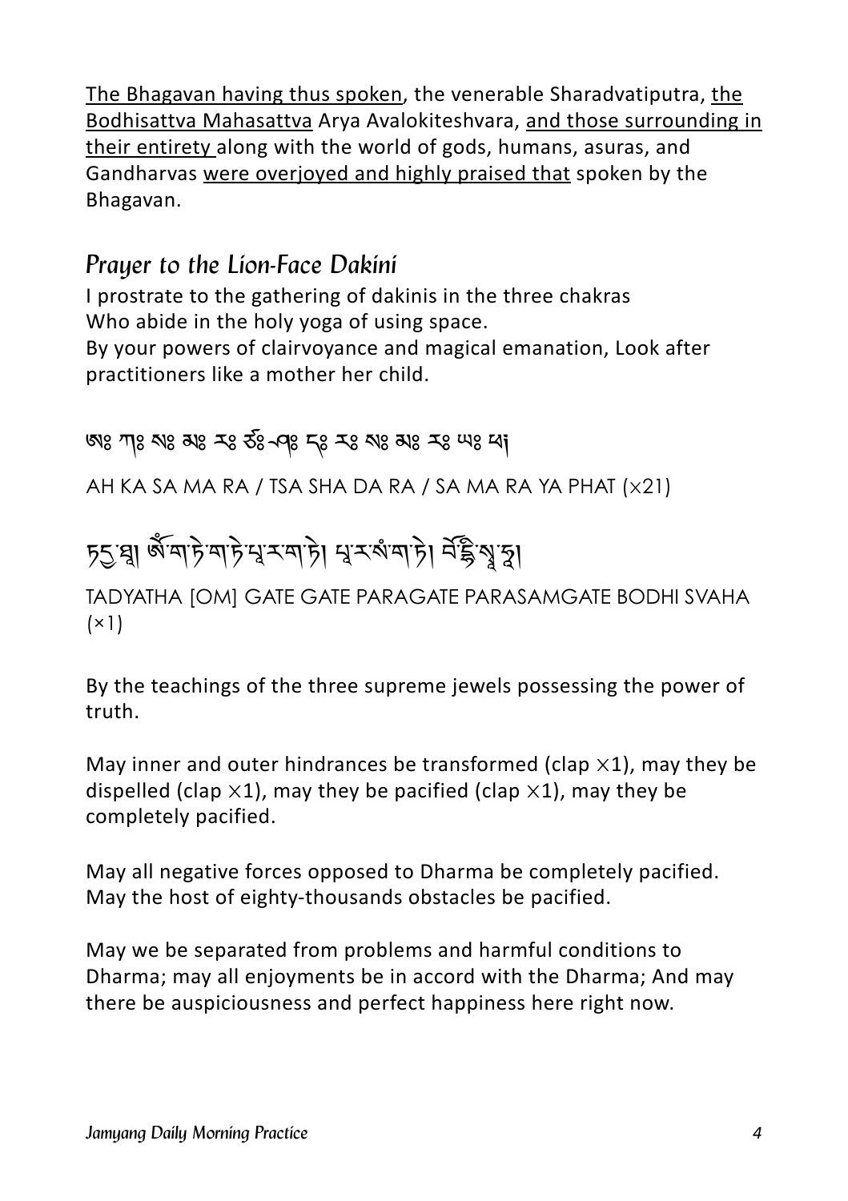The Bhagavan having thus spoken, the venerable Sharadvatiputra, the Bodhisattva Mahasattva Arya Avalokiteshvara, and those surrounding in their entirety along with the world of gods, humans, asuras, and Gandharvas were overjoyed and highly praised that spoken by the Bhagavan.

## *Prayer to the Lion-Face Dakini*

I prostrate to the gathering of dakinis in the three chakras
Who abide in the holy yoga of using space.
By your powers of clairvoyance and magical emanation, Look after practitioners like a mother her child.

ཨཿ ཀཿ སཿ མཿ རཿ ཙཿ ཤཿ དཿ རཿ སཿ མཿ རཿ ཡཿ ཕཊ྄

AH KA SA MA RA / TSA SHA DA RA / SA MA RA YA PHAT (×21)

ཏདྱ་ཐཱ། ཨོཾ་ག་ཏེ་ག་ཏེ་པཱ་ར་ག་ཏེ། པཱ་ར་སཾ་ག་ཏེ། བོ་དྷི་སྭཱ་ཧཱ།

TADYATHA [OM] GATE GATE PARAGATE PARASAMGATE BODHI SVAHA (×1)

By the teachings of the three supreme jewels possessing the power of truth.

May inner and outer hindrances be transformed (clap ×1), may they be dispelled (clap ×1), may they be pacified (clap ×1), may they be completely pacified.

May all negative forces opposed to Dharma be completely pacified. May the host of eighty-thousands obstacles be pacified.

May we be separated from problems and harmful conditions to Dharma; may all enjoyments be in accord with the Dharma; And may there be auspiciousness and perfect happiness here right now.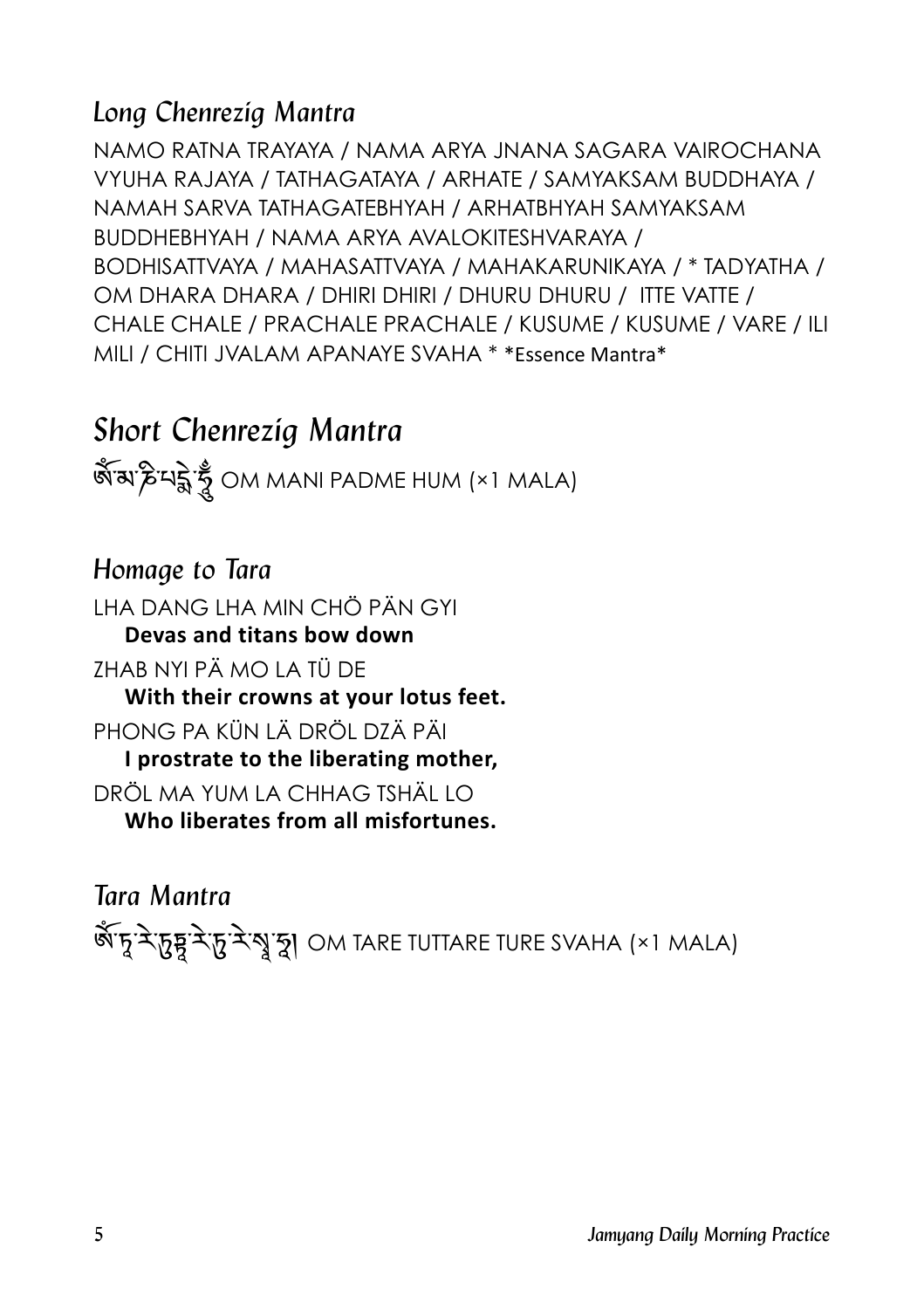## *Long Chenrezig Mantra*

NAMO RATNA TRAYAYA / NAMA ARYA JNANA SAGARA VAIROCHANA VYUHA RAJAYA / TATHAGATAYA / ARHATE / SAMYAKSAM BUDDHAYA / NAMAH SARVA TATHAGATEBHYAH / ARHATBHYAH SAMYAKSAM BUDDHEBHYAH / NAMA ARYA AVALOKITESHVARAYA / BODHISATTVAYA / MAHASATTVAYA / MAHAKARUNIKAYA / * TADYATHA / OM DHARA DHARA / DHIRI DHIRI / DHURU DHURU / ITTE VATTE / CHALE CHALE / PRACHALE PRACHALE / KUSUME / KUSUME / VARE / ILI MILI / CHITI JVALAM APANAYE SVAHA * *Essence Mantra*

## *Short Chenrezig Mantra*

ཨོཾ་མ་ཎི་པདྨེ་ཧཱུྃ OM MANI PADME HUM (×1 MALA)

## *Homage to Tara*

LHA DANG LHA MIN CHÖ PÄN GYI
**Devas and titans bow down**

ZHAB NYI PÄ MO LA TÜ DE
**With their crowns at your lotus feet.**

PHONG PA KÜN LÄ DRÖL DZÄ PÄI
**I prostrate to the liberating mother,**

DRÖL MA YUM LA CHHAG TSHÄL LO
**Who liberates from all misfortunes.**

## *Tara Mantra*

ཨོཾ་ཏཱ་རེ་ཏུཏྟཱ་རེ་ཏུ་རེ་སྭཱ་ཧཱ། OM TARE TUTTARE TURE SVAHA (×1 MALA)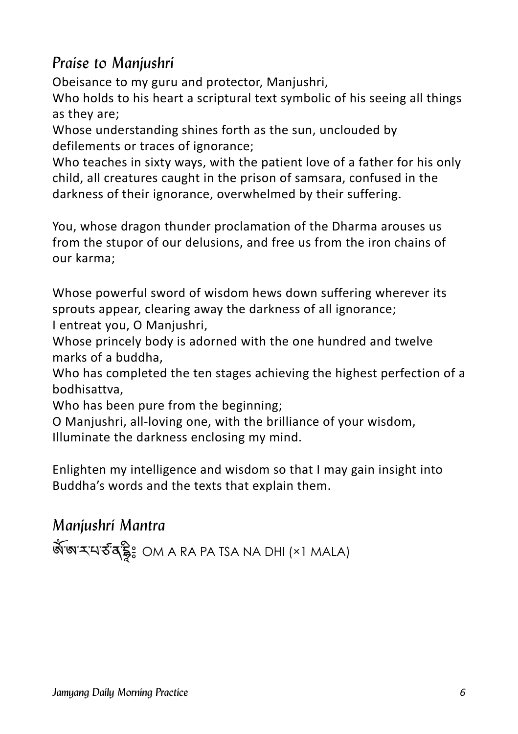## *Praise to Manjushri*

Obeisance to my guru and protector, Manjushri,
Who holds to his heart a scriptural text symbolic of his seeing all things as they are;
Whose understanding shines forth as the sun, unclouded by defilements or traces of ignorance;
Who teaches in sixty ways, with the patient love of a father for his only child, all creatures caught in the prison of samsara, confused in the darkness of their ignorance, overwhelmed by their suffering.

You, whose dragon thunder proclamation of the Dharma arouses us from the stupor of our delusions, and free us from the iron chains of our karma;

Whose powerful sword of wisdom hews down suffering wherever its sprouts appear, clearing away the darkness of all ignorance;
I entreat you, O Manjushri,
Whose princely body is adorned with the one hundred and twelve marks of a buddha,
Who has completed the ten stages achieving the highest perfection of a bodhisattva,
Who has been pure from the beginning;
O Manjushri, all-loving one, with the brilliance of your wisdom,
Illuminate the darkness enclosing my mind.

Enlighten my intelligence and wisdom so that I may gain insight into Buddha's words and the texts that explain them.

## *Manjushri Mantra*

ཨོཾ་ཨ་ར་པ་ཙ་ན་དྷཱིཿ OM A RA PA TSA NA DHI (×1 MALA)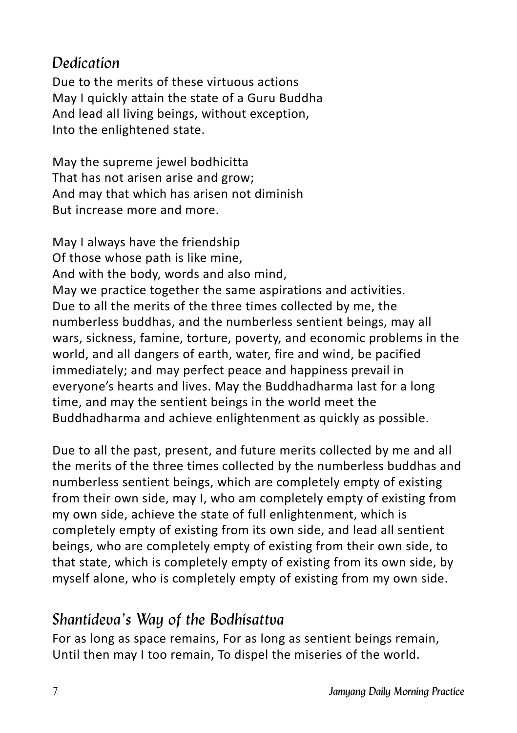## Dedication

Due to the merits of these virtuous actions
May I quickly attain the state of a Guru Buddha
And lead all living beings, without exception,
Into the enlightened state.

May the supreme jewel bodhicitta
That has not arisen arise and grow;
And may that which has arisen not diminish
But increase more and more.

May I always have the friendship
Of those whose path is like mine,
And with the body, words and also mind,
May we practice together the same aspirations and activities.
Due to all the merits of the three times collected by me, the numberless buddhas, and the numberless sentient beings, may all wars, sickness, famine, torture, poverty, and economic problems in the world, and all dangers of earth, water, fire and wind, be pacified immediately; and may perfect peace and happiness prevail in everyone's hearts and lives. May the Buddhadharma last for a long time, and may the sentient beings in the world meet the Buddhadharma and achieve enlightenment as quickly as possible.

Due to all the past, present, and future merits collected by me and all the merits of the three times collected by the numberless buddhas and numberless sentient beings, which are completely empty of existing from their own side, may I, who am completely empty of existing from my own side, achieve the state of full enlightenment, which is completely empty of existing from its own side, and lead all sentient beings, who are completely empty of existing from their own side, to that state, which is completely empty of existing from its own side, by myself alone, who is completely empty of existing from my own side.

## Shantideva's Way of the Bodhisattva

For as long as space remains, For as long as sentient beings remain,
Until then may I too remain, To dispel the miseries of the world.